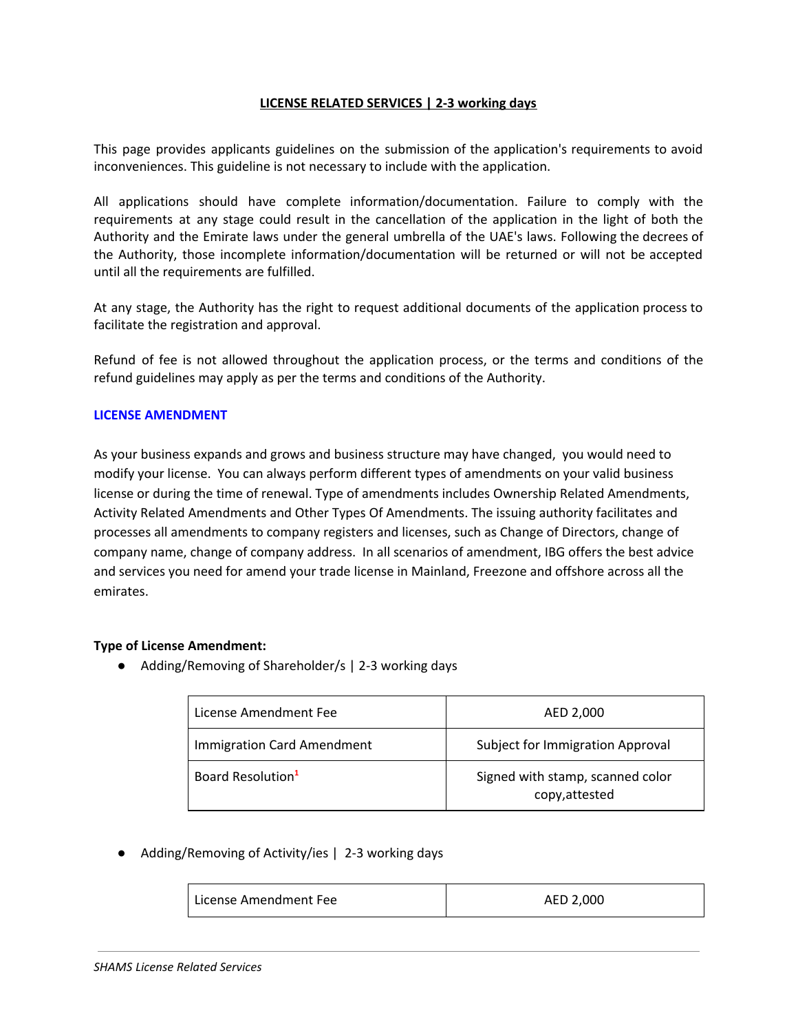## LICENSE RELATED SERVICES | 2-3 working days

This page provides applicants guidelines on the submission of the application's requirements to avoid inconveniences. This guideline is not necessary to include with the application.

All applications should have complete information/documentation. Failure to comply with the requirements at any stage could result in the cancellation of the application in the light of both the Authority and the Emirate laws under the general umbrella of the UAE's laws. Following the decrees of the Authority, those incomplete information/documentation will be returned or will not be accepted until all the requirements are fulfilled.

At any stage, the Authority has the right to request additional documents of the application process to facilitate the registration and approval.

Refund of fee is not allowed throughout the application process, or the terms and conditions of the refund guidelines may apply as per the terms and conditions of the Authority.

### LICENSE AMENDMENT

As your business expands and grows and business structure may have changed, you would need to modify your license. You can always perform different types of amendments on your valid business license or during the time of renewal. Type of amendments includes Ownership Related Amendments, Activity Related Amendments and Other Types Of Amendments. The issuing authority facilitates and processes all amendments to company registers and licenses, such as Change of Directors, change of company name, change of company address. In all scenarios of amendment, IBG offers the best advice and services you need for amend your trade license in Mainland, Freezone and offshore across all the emirates.

**Type of License Amendment:**

- Adding/Removing of Shareholder/s | 2-3 working days

| License Amendment Fee | AED 2,000 |
|---|---|
| Immigration Card Amendment | Subject for Immigration Approval |
| Board Resolution[1] | Signed with stamp, scanned color copy,attested |

- Adding/Removing of Activity/ies | 2-3 working days

| License Amendment Fee | AED 2,000 |
|---|---|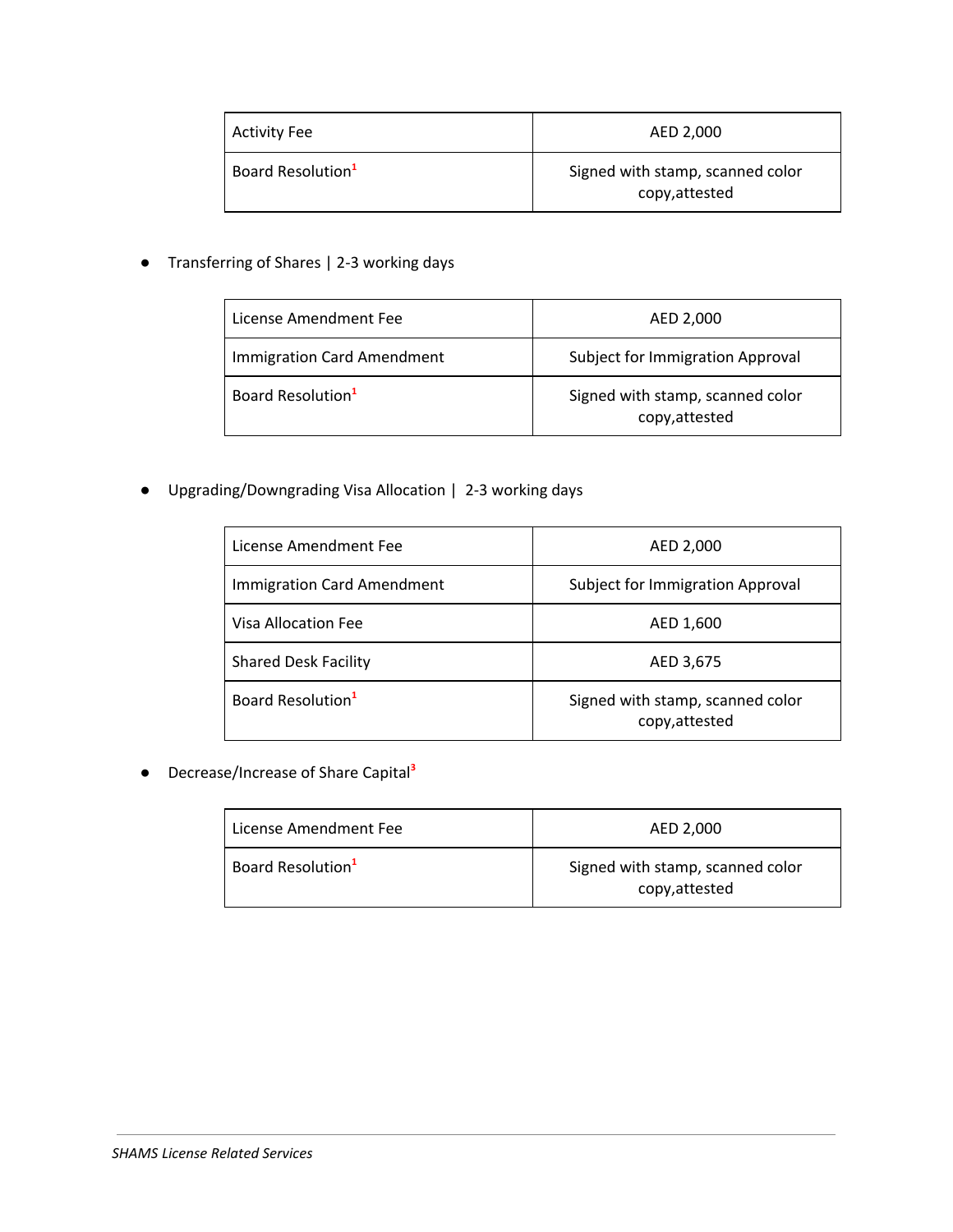| Activity Fee | AED 2,000 |
| --- | --- |
| Board Resolution[1] | Signed with stamp, scanned color copy,attested |

- Transferring of Shares | 2-3 working days

| License Amendment Fee | AED 2,000 |
| --- | --- |
| Immigration Card Amendment | Subject for Immigration Approval |
| Board Resolution[1] | Signed with stamp, scanned color copy,attested |

- Upgrading/Downgrading Visa Allocation | 2-3 working days

| License Amendment Fee | AED 2,000 |
| --- | --- |
| Immigration Card Amendment | Subject for Immigration Approval |
| Visa Allocation Fee | AED 1,600 |
| Shared Desk Facility | AED 3,675 |
| Board Resolution[1] | Signed with stamp, scanned color copy,attested |

- Decrease/Increase of Share Capital[3]

| License Amendment Fee | AED 2,000 |
| --- | --- |
| Board Resolution[1] | Signed with stamp, scanned color copy,attested |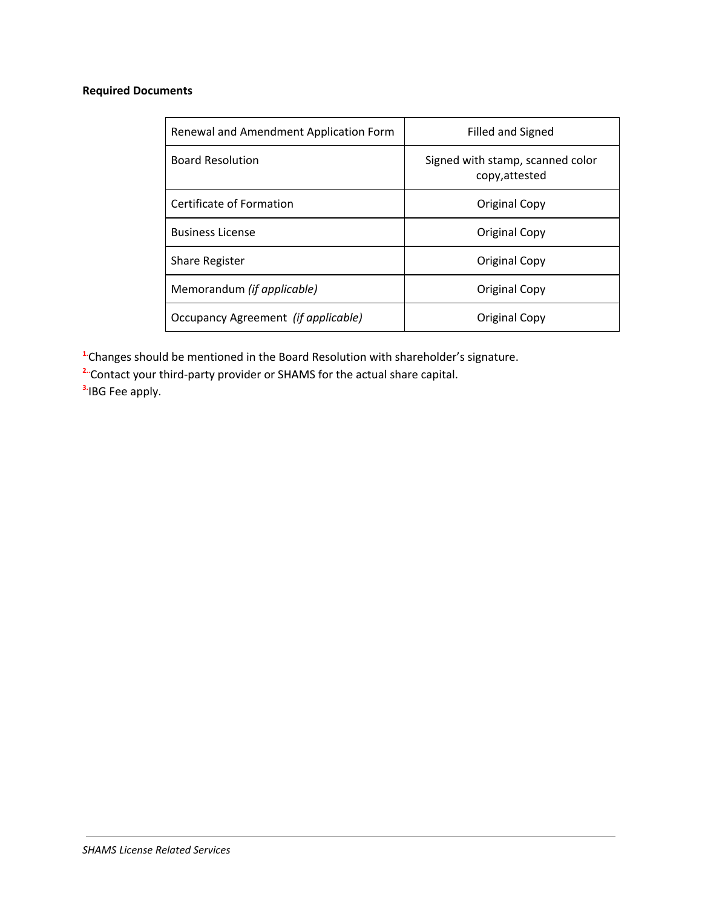**Required Documents**

| | |
|---|---|
| Renewal and Amendment Application Form | Filled and Signed |
| Board Resolution | Signed with stamp, scanned color copy,attested |
| Certificate of Formation | Original Copy |
| Business License | Original Copy |
| Share Register | Original Copy |
| Memorandum *(if applicable)* | Original Copy |
| Occupancy Agreement *(if applicable)* | Original Copy |

[1.]Changes should be mentioned in the Board Resolution with shareholder's signature.
[2.]Contact your third-party provider or SHAMS for the actual share capital.
[3.]IBG Fee apply.